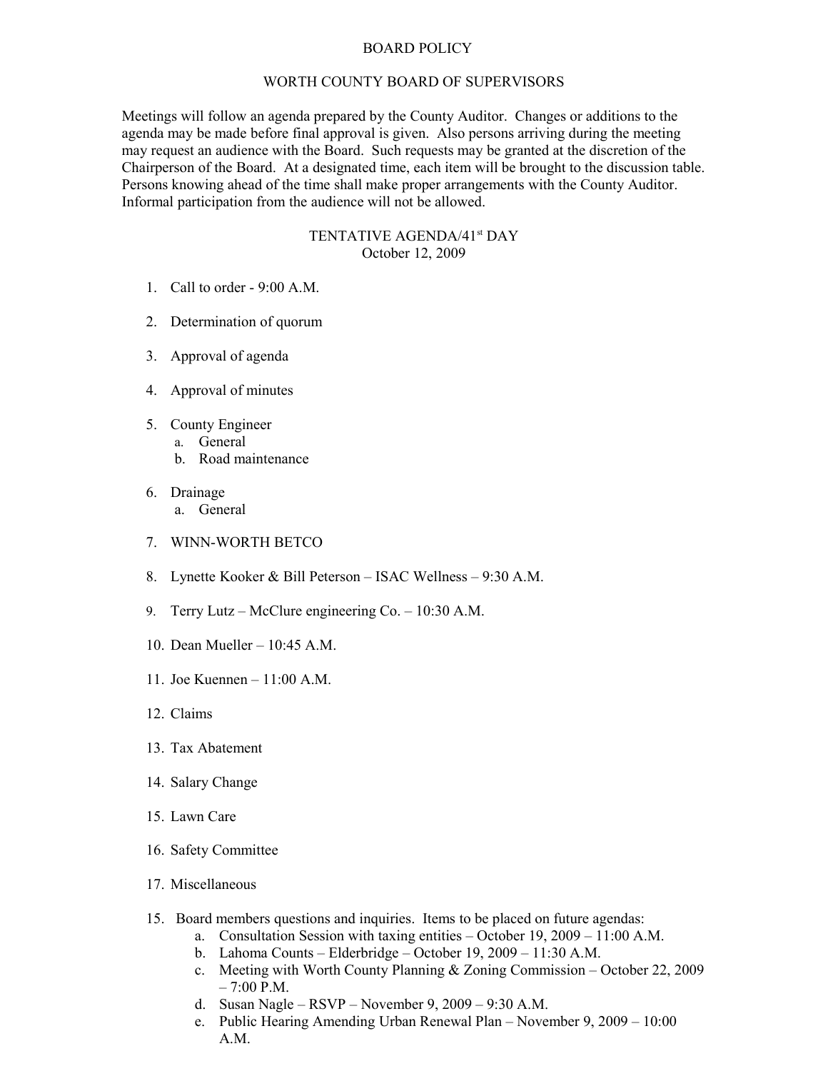# BOARD POLICY

## WORTH COUNTY BOARD OF SUPERVISORS

Meetings will follow an agenda prepared by the County Auditor. Changes or additions to the agenda may be made before final approval is given. Also persons arriving during the meeting may request an audience with the Board. Such requests may be granted at the discretion of the Chairperson of the Board. At a designated time, each item will be brought to the discussion table. Persons knowing ahead of the time shall make proper arrangements with the County Auditor. Informal participation from the audience will not be allowed.

## TENTATIVE AGENDA/41st DAY
October 12, 2009

1. Call to order - 9:00 A.M.
2. Determination of quorum
3. Approval of agenda
4. Approval of minutes
5. County Engineer
   a. General
   b. Road maintenance
6. Drainage
   a. General
7. WINN-WORTH BETCO
8. Lynette Kooker & Bill Peterson – ISAC Wellness – 9:30 A.M.
9. Terry Lutz – McClure engineering Co. – 10:30 A.M.
10. Dean Mueller – 10:45 A.M.
11. Joe Kuennen – 11:00 A.M.
12. Claims
13. Tax Abatement
14. Salary Change
15. Lawn Care
16. Safety Committee
17. Miscellaneous

15\. Board members questions and inquiries. Items to be placed on future agendas:
   a. Consultation Session with taxing entities – October 19, 2009 – 11:00 A.M.
   b. Lahoma Counts – Elderbridge – October 19, 2009 – 11:30 A.M.
   c. Meeting with Worth County Planning & Zoning Commission – October 22, 2009 – 7:00 P.M.
   d. Susan Nagle – RSVP – November 9, 2009 – 9:30 A.M.
   e. Public Hearing Amending Urban Renewal Plan – November 9, 2009 – 10:00 A.M.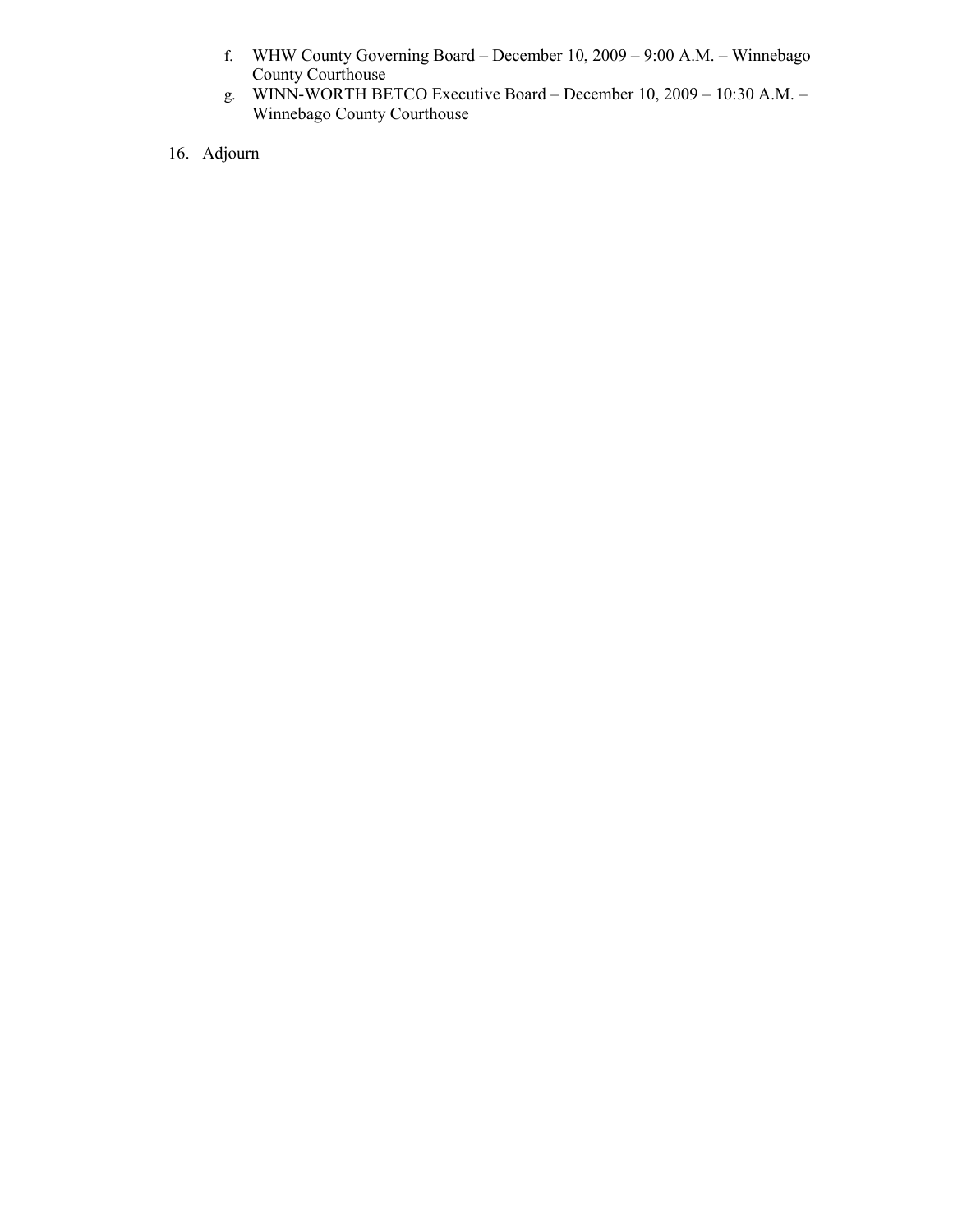f. WHW County Governing Board – December 10, 2009 – 9:00 A.M. – Winnebago County Courthouse
g. WINN-WORTH BETCO Executive Board – December 10, 2009 – 10:30 A.M. – Winnebago County Courthouse

16. Adjourn